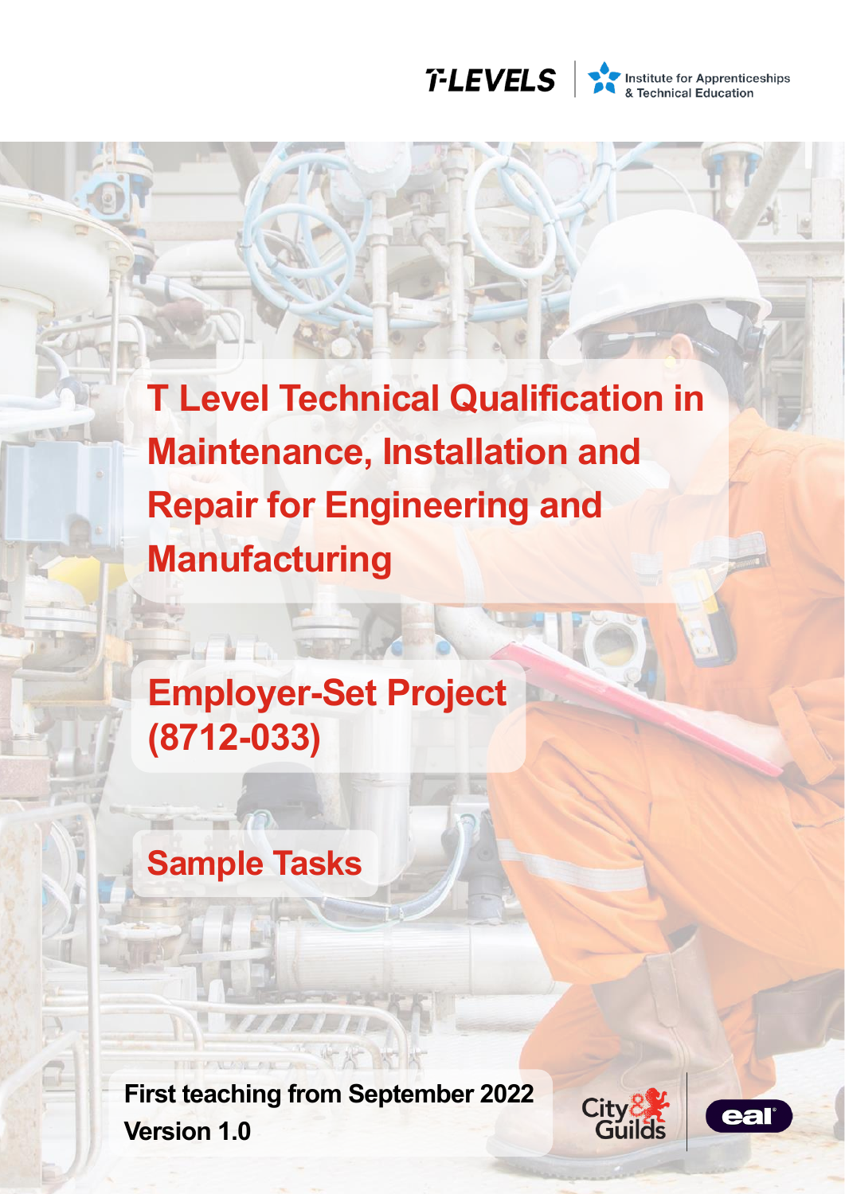T-LEVELS

Institute for Apprenticeships & Technical Education

# T Level Technical Qualification in Maintenance, Installation and Repair for Engineering and Manufacturing

## Employer-Set Project (8712-033)

## Sample Tasks

**First teaching from September 2022**
**Version 1.0**

City & Guilds

eal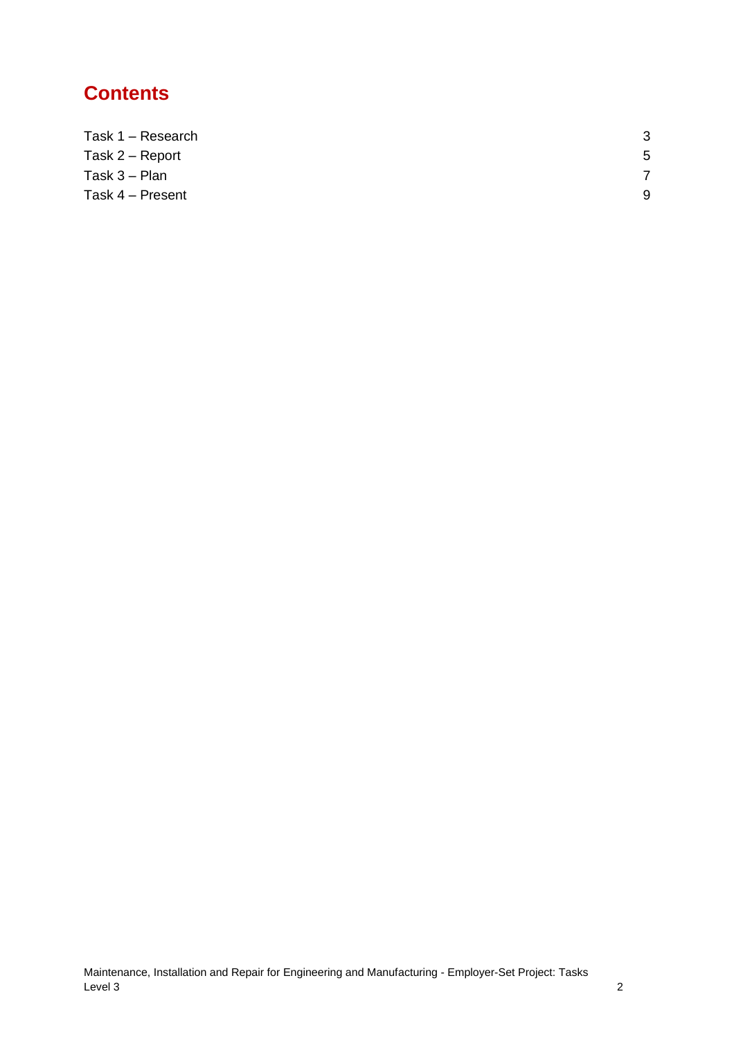# Contents

| | |
|---|---|
| Task 1 – Research | 3 |
| Task 2 – Report | 5 |
| Task 3 – Plan | 7 |
| Task 4 – Present | 9 |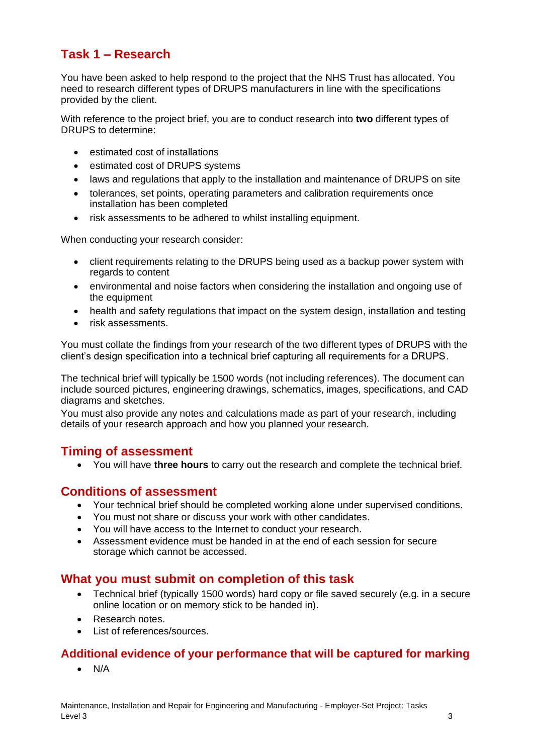## Task 1 – Research

You have been asked to help respond to the project that the NHS Trust has allocated. You need to research different types of DRUPS manufacturers in line with the specifications provided by the client.

With reference to the project brief, you are to conduct research into **two** different types of DRUPS to determine:

- estimated cost of installations
- estimated cost of DRUPS systems
- laws and regulations that apply to the installation and maintenance of DRUPS on site
- tolerances, set points, operating parameters and calibration requirements once installation has been completed
- risk assessments to be adhered to whilst installing equipment.

When conducting your research consider:

- client requirements relating to the DRUPS being used as a backup power system with regards to content
- environmental and noise factors when considering the installation and ongoing use of the equipment
- health and safety regulations that impact on the system design, installation and testing
- risk assessments.

You must collate the findings from your research of the two different types of DRUPS with the client's design specification into a technical brief capturing all requirements for a DRUPS.

The technical brief will typically be 1500 words (not including references). The document can include sourced pictures, engineering drawings, schematics, images, specifications, and CAD diagrams and sketches.

You must also provide any notes and calculations made as part of your research, including details of your research approach and how you planned your research.

## Timing of assessment

- You will have **three hours** to carry out the research and complete the technical brief.

## Conditions of assessment

- Your technical brief should be completed working alone under supervised conditions.
- You must not share or discuss your work with other candidates.
- You will have access to the Internet to conduct your research.
- Assessment evidence must be handed in at the end of each session for secure storage which cannot be accessed.

## What you must submit on completion of this task

- Technical brief (typically 1500 words) hard copy or file saved securely (e.g. in a secure online location or on memory stick to be handed in).
- Research notes.
- List of references/sources.

## Additional evidence of your performance that will be captured for marking

- N/A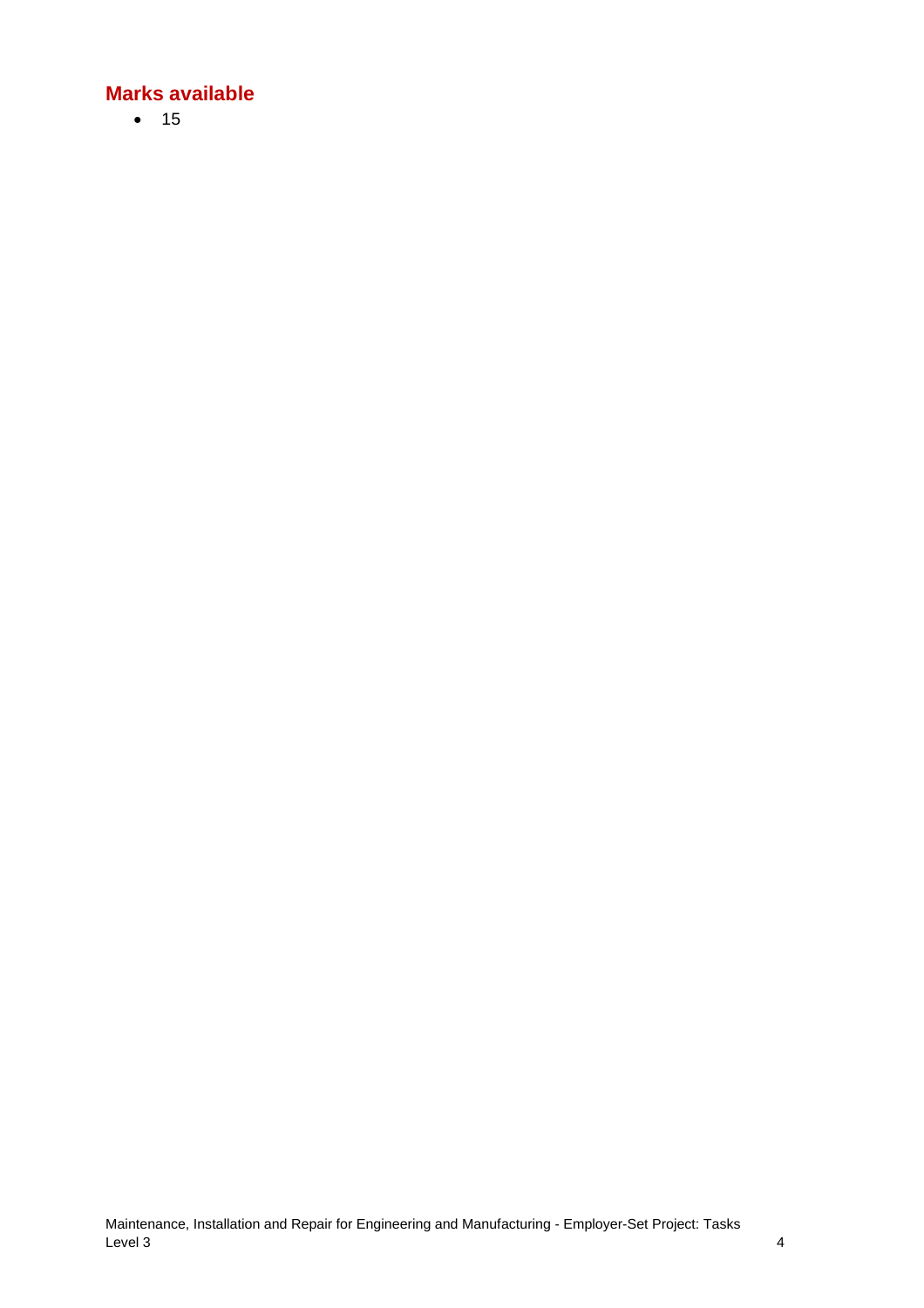## Marks available

- 15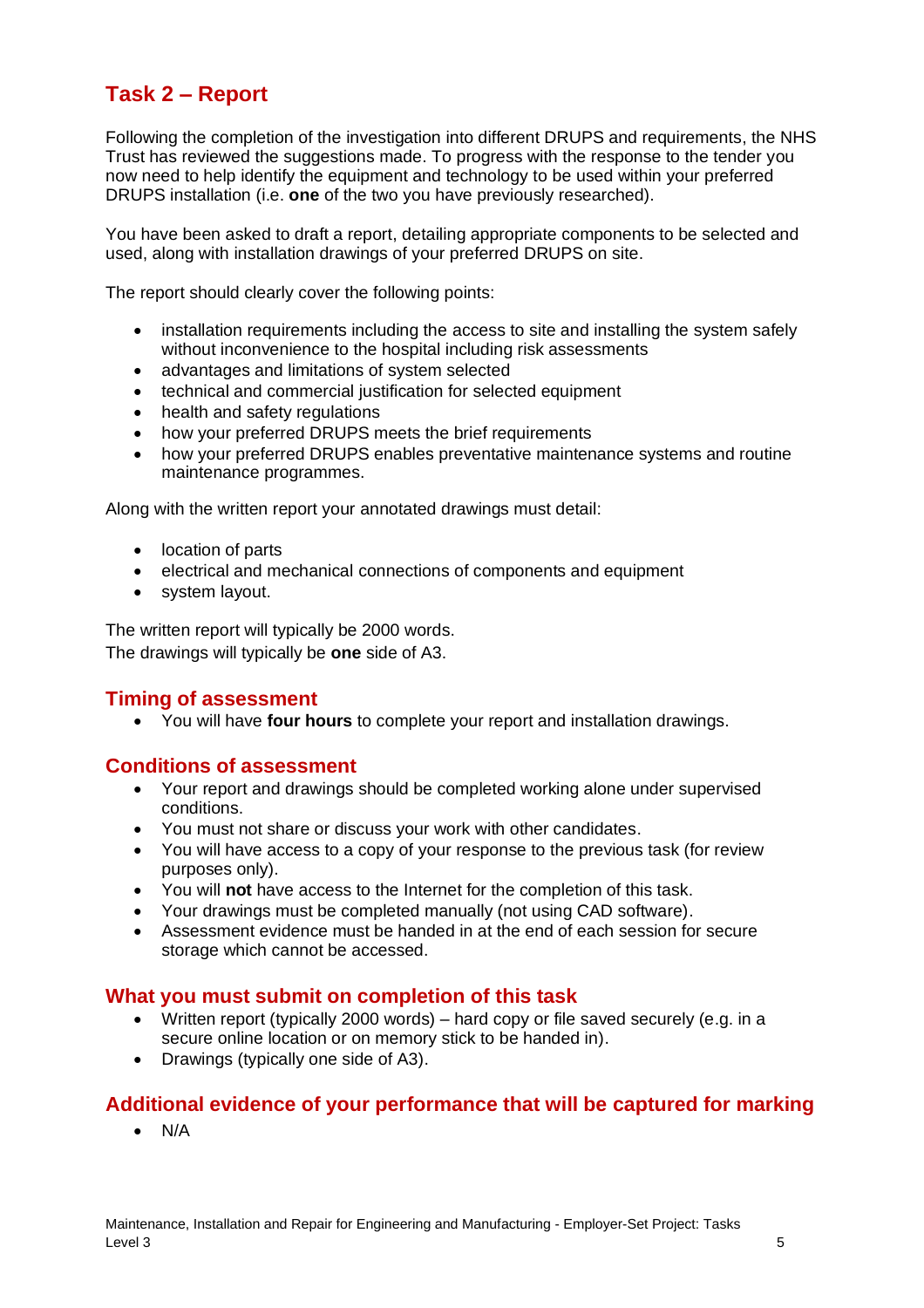## Task 2 – Report

Following the completion of the investigation into different DRUPS and requirements, the NHS Trust has reviewed the suggestions made. To progress with the response to the tender you now need to help identify the equipment and technology to be used within your preferred DRUPS installation (i.e. **one** of the two you have previously researched).

You have been asked to draft a report, detailing appropriate components to be selected and used, along with installation drawings of your preferred DRUPS on site.

The report should clearly cover the following points:

- installation requirements including the access to site and installing the system safely without inconvenience to the hospital including risk assessments
- advantages and limitations of system selected
- technical and commercial justification for selected equipment
- health and safety regulations
- how your preferred DRUPS meets the brief requirements
- how your preferred DRUPS enables preventative maintenance systems and routine maintenance programmes.

Along with the written report your annotated drawings must detail:

- location of parts
- electrical and mechanical connections of components and equipment
- system layout.

The written report will typically be 2000 words.
The drawings will typically be **one** side of A3.

### Timing of assessment

- You will have **four hours** to complete your report and installation drawings.

### Conditions of assessment

- Your report and drawings should be completed working alone under supervised conditions.
- You must not share or discuss your work with other candidates.
- You will have access to a copy of your response to the previous task (for review purposes only).
- You will **not** have access to the Internet for the completion of this task.
- Your drawings must be completed manually (not using CAD software).
- Assessment evidence must be handed in at the end of each session for secure storage which cannot be accessed.

### What you must submit on completion of this task

- Written report (typically 2000 words) – hard copy or file saved securely (e.g. in a secure online location or on memory stick to be handed in).
- Drawings (typically one side of A3).

### Additional evidence of your performance that will be captured for marking

- N/A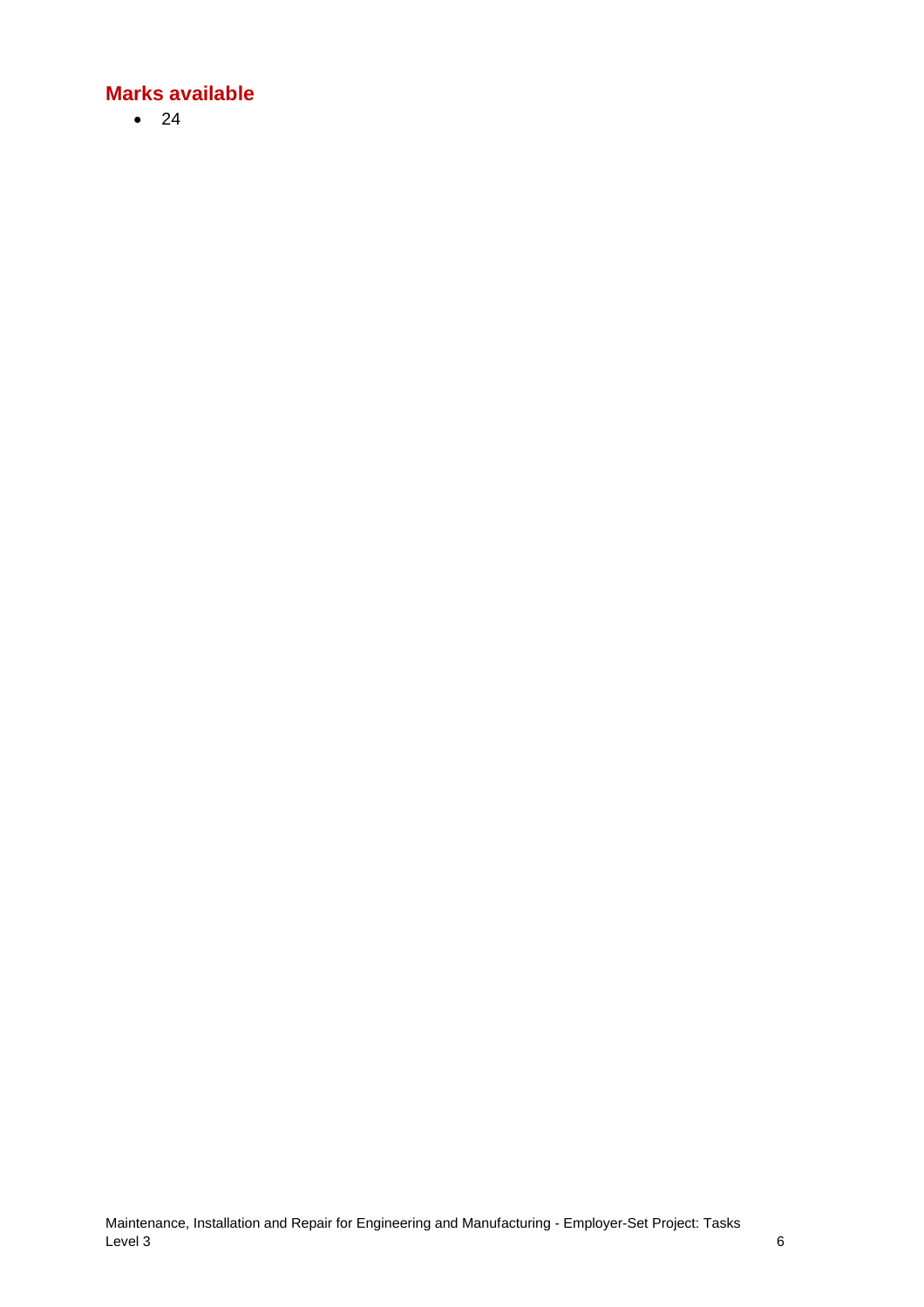## Marks available

- 24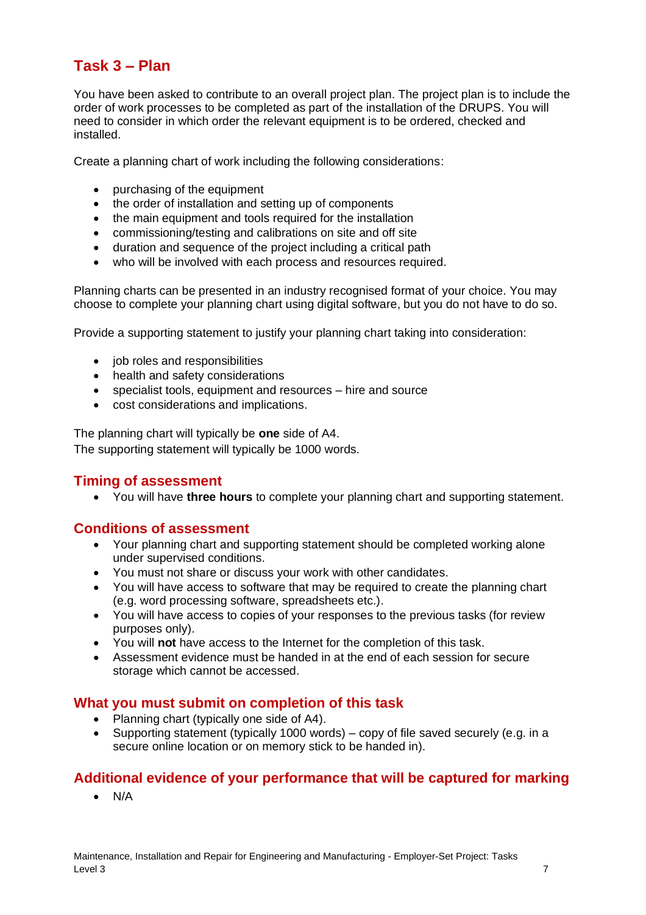## Task 3 – Plan

You have been asked to contribute to an overall project plan. The project plan is to include the order of work processes to be completed as part of the installation of the DRUPS. You will need to consider in which order the relevant equipment is to be ordered, checked and installed.

Create a planning chart of work including the following considerations:

- purchasing of the equipment
- the order of installation and setting up of components
- the main equipment and tools required for the installation
- commissioning/testing and calibrations on site and off site
- duration and sequence of the project including a critical path
- who will be involved with each process and resources required.

Planning charts can be presented in an industry recognised format of your choice. You may choose to complete your planning chart using digital software, but you do not have to do so.

Provide a supporting statement to justify your planning chart taking into consideration:

- job roles and responsibilities
- health and safety considerations
- specialist tools, equipment and resources – hire and source
- cost considerations and implications.

The planning chart will typically be **one** side of A4.
The supporting statement will typically be 1000 words.

### Timing of assessment

- You will have **three hours** to complete your planning chart and supporting statement.

### Conditions of assessment

- Your planning chart and supporting statement should be completed working alone under supervised conditions.
- You must not share or discuss your work with other candidates.
- You will have access to software that may be required to create the planning chart (e.g. word processing software, spreadsheets etc.).
- You will have access to copies of your responses to the previous tasks (for review purposes only).
- You will **not** have access to the Internet for the completion of this task.
- Assessment evidence must be handed in at the end of each session for secure storage which cannot be accessed.

### What you must submit on completion of this task

- Planning chart (typically one side of A4).
- Supporting statement (typically 1000 words) – copy of file saved securely (e.g. in a secure online location or on memory stick to be handed in).

### Additional evidence of your performance that will be captured for marking

- N/A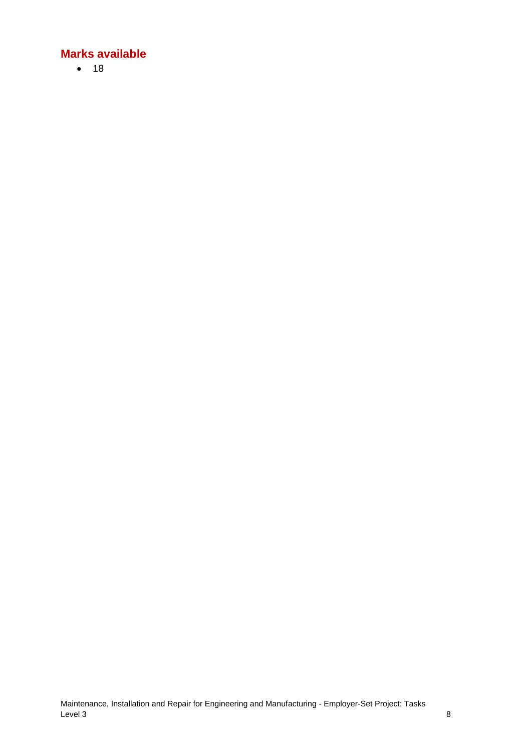## Marks available

- 18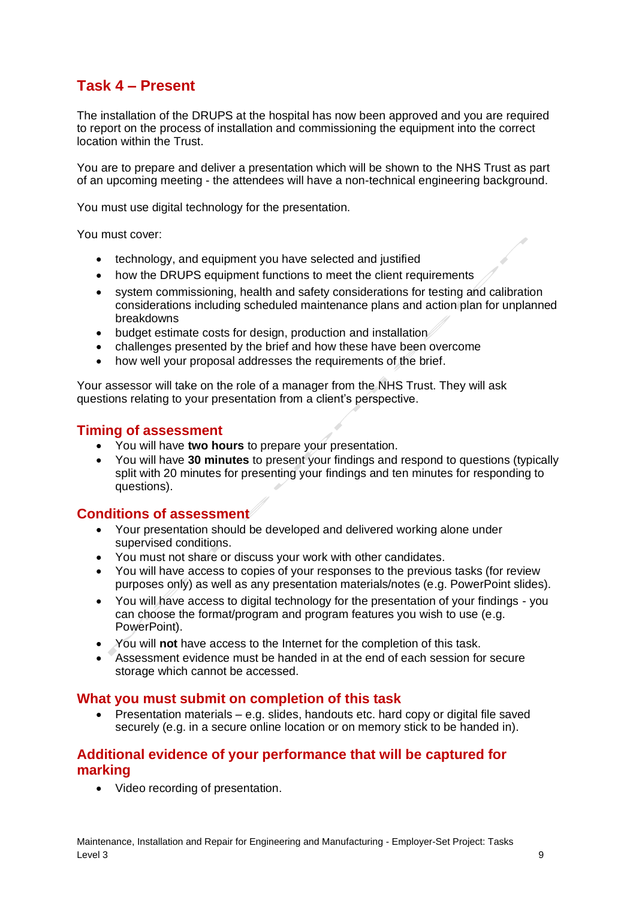## Task 4 – Present

The installation of the DRUPS at the hospital has now been approved and you are required to report on the process of installation and commissioning the equipment into the correct location within the Trust.

You are to prepare and deliver a presentation which will be shown to the NHS Trust as part of an upcoming meeting - the attendees will have a non-technical engineering background.

You must use digital technology for the presentation.

You must cover:

- technology, and equipment you have selected and justified
- how the DRUPS equipment functions to meet the client requirements
- system commissioning, health and safety considerations for testing and calibration considerations including scheduled maintenance plans and action plan for unplanned breakdowns
- budget estimate costs for design, production and installation
- challenges presented by the brief and how these have been overcome
- how well your proposal addresses the requirements of the brief.

Your assessor will take on the role of a manager from the NHS Trust. They will ask questions relating to your presentation from a client's perspective.

### Timing of assessment

- You will have **two hours** to prepare your presentation.
- You will have **30 minutes** to present your findings and respond to questions (typically split with 20 minutes for presenting your findings and ten minutes for responding to questions).

### Conditions of assessment

- Your presentation should be developed and delivered working alone under supervised conditions.
- You must not share or discuss your work with other candidates.
- You will have access to copies of your responses to the previous tasks (for review purposes only) as well as any presentation materials/notes (e.g. PowerPoint slides).
- You will have access to digital technology for the presentation of your findings - you can choose the format/program and program features you wish to use (e.g. PowerPoint).
- You will **not** have access to the Internet for the completion of this task.
- Assessment evidence must be handed in at the end of each session for secure storage which cannot be accessed.

### What you must submit on completion of this task

- Presentation materials – e.g. slides, handouts etc. hard copy or digital file saved securely (e.g. in a secure online location or on memory stick to be handed in).

### Additional evidence of your performance that will be captured for marking

- Video recording of presentation.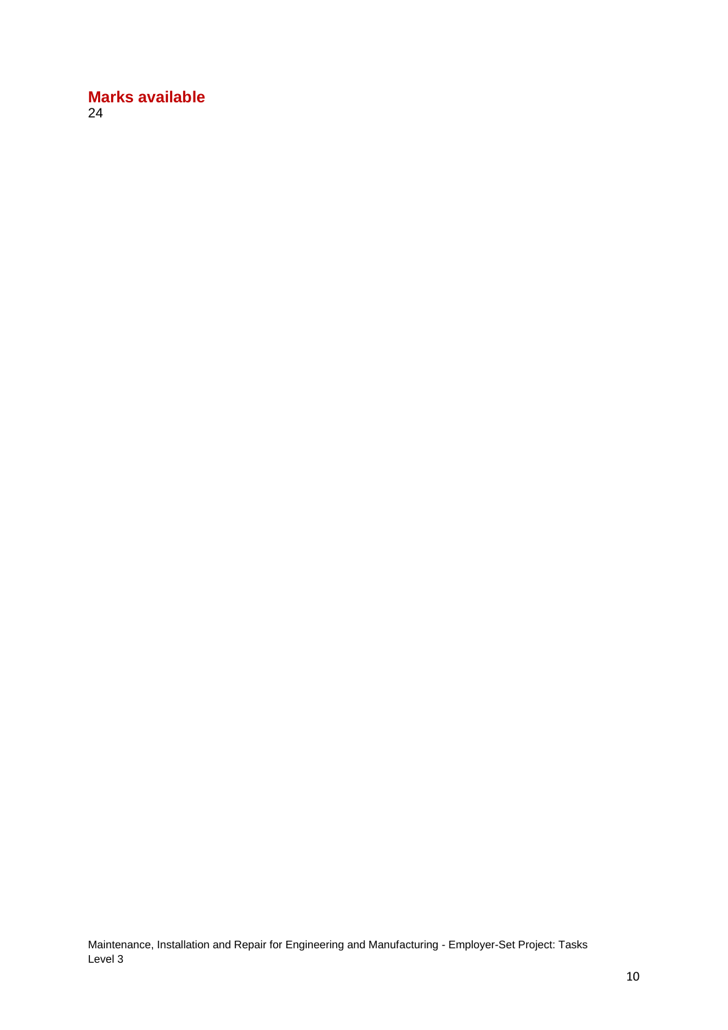**Marks available**

24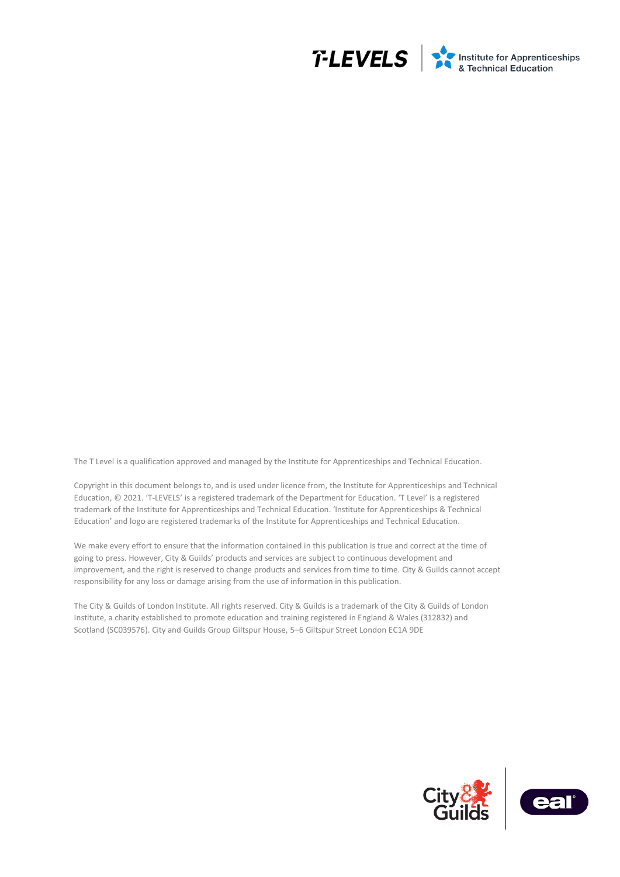The T Level is a qualification approved and managed by the Institute for Apprenticeships and Technical Education.

Copyright in this document belongs to, and is used under licence from, the Institute for Apprenticeships and Technical Education, © 2021. 'T-LEVELS' is a registered trademark of the Department for Education. 'T Level' is a registered trademark of the Institute for Apprenticeships and Technical Education. 'Institute for Apprenticeships & Technical Education' and logo are registered trademarks of the Institute for Apprenticeships and Technical Education.

We make every effort to ensure that the information contained in this publication is true and correct at the time of going to press. However, City & Guilds' products and services are subject to continuous development and improvement, and the right is reserved to change products and services from time to time. City & Guilds cannot accept responsibility for any loss or damage arising from the use of information in this publication.

The City & Guilds of London Institute. All rights reserved. City & Guilds is a trademark of the City & Guilds of London Institute, a charity established to promote education and training registered in England & Wales (312832) and Scotland (SC039576). City and Guilds Group Giltspur House, 5–6 Giltspur Street London EC1A 9DE